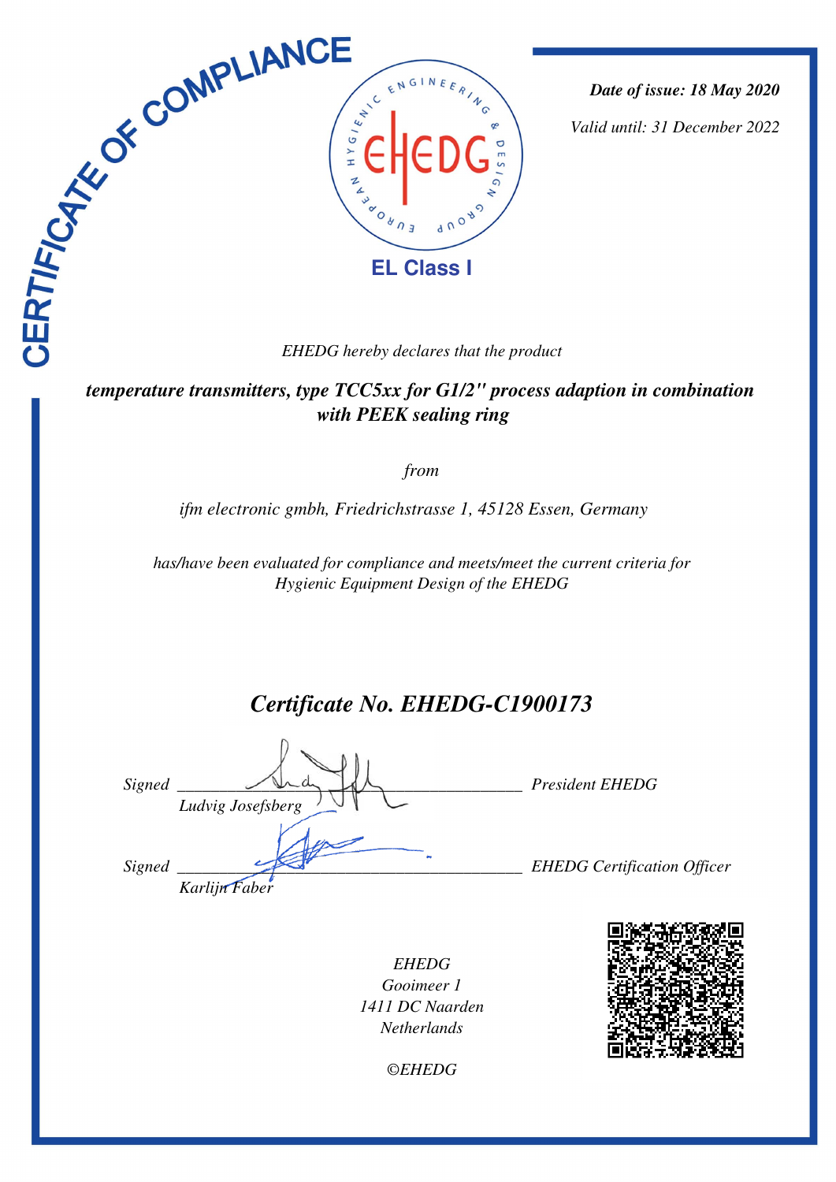# CERTIFICATE OF COMPLIANCE

EL Class I

*Date of issue: 18 May 2020*

*Valid until: 31 December 2022*

*EHEDG hereby declares that the product*

***temperature transmitters, type TCC5xx for G1/2" process adaption in combination with PEEK sealing ring***

*from*

*ifm electronic gmbh, Friedrichstrasse 1, 45128 Essen, Germany*

*has/have been evaluated for compliance and meets/meet the current criteria for Hygienic Equipment Design of the EHEDG*

## *Certificate No. EHEDG-C1900173*

*Signed* ______________________________ *President EHEDG*
*Ludvig Josefsberg*

*Signed* ______________________________ *EHEDG Certification Officer*
*Karlijn Faber*

*EHEDG*
*Gooimeer 1*
*1411 DC Naarden*
*Netherlands*

*©EHEDG*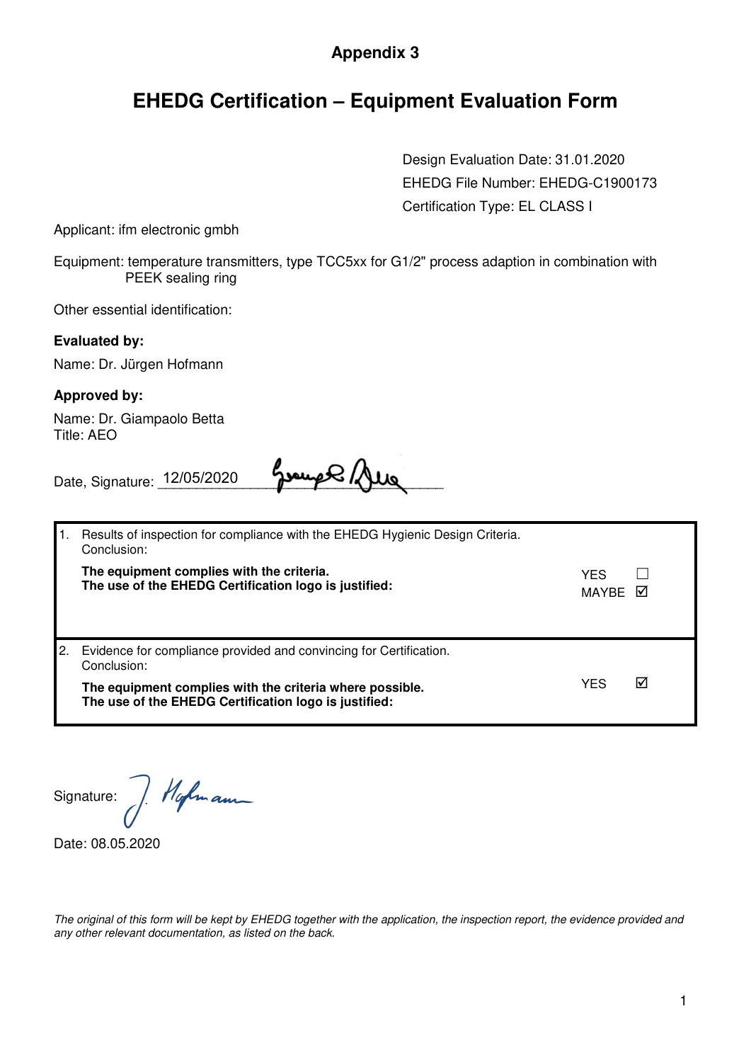# Appendix 3

# EHEDG Certification – Equipment Evaluation Form

Design Evaluation Date: 31.01.2020

EHEDG File Number: EHEDG-C1900173

Certification Type: EL CLASS I

Applicant: ifm electronic gmbh

Equipment: temperature transmitters, type TCC5xx for G1/2" process adaption in combination with PEEK sealing ring

Other essential identification:

**Evaluated by:**

Name: Dr. Jürgen Hofmann

**Approved by:**

Name: Dr. Giampaolo Betta
Title: AEO

Date, Signature: 12/05/2020

| | | |
|---|---|---|
| 1. | Results of inspection for compliance with the EHEDG Hygienic Design Criteria. Conclusion: **The equipment complies with the criteria. The use of the EHEDG Certification logo is justified:** | YES ☐ MAYBE ☑ |
| 2. | Evidence for compliance provided and convincing for Certification. Conclusion: **The equipment complies with the criteria where possible. The use of the EHEDG Certification logo is justified:** | YES ☑ |

Signature:

Date: 08.05.2020

*The original of this form will be kept by EHEDG together with the application, the inspection report, the evidence provided and any other relevant documentation, as listed on the back.*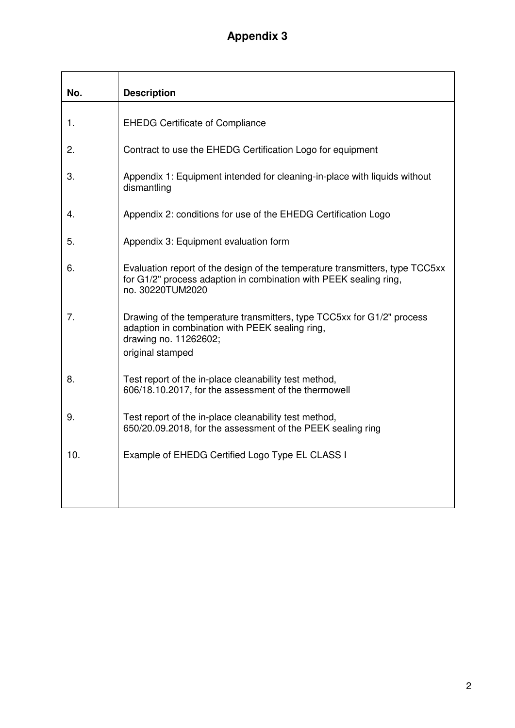# Appendix 3

| No. | Description |
|---|---|
| 1. | EHEDG Certificate of Compliance |
| 2. | Contract to use the EHEDG Certification Logo for equipment |
| 3. | Appendix 1: Equipment intended for cleaning-in-place with liquids without dismantling |
| 4. | Appendix 2: conditions for use of the EHEDG Certification Logo |
| 5. | Appendix 3: Equipment evaluation form |
| 6. | Evaluation report of the design of the temperature transmitters, type TCC5xx for G1/2" process adaption in combination with PEEK sealing ring, no. 30220TUM2020 |
| 7. | Drawing of the temperature transmitters, type TCC5xx for G1/2" process adaption in combination with PEEK sealing ring, drawing no. 11262602; original stamped |
| 8. | Test report of the in-place cleanability test method, 606/18.10.2017, for the assessment of the thermowell |
| 9. | Test report of the in-place cleanability test method, 650/20.09.2018, for the assessment of the PEEK sealing ring |
| 10. | Example of EHEDG Certified Logo Type EL CLASS I |